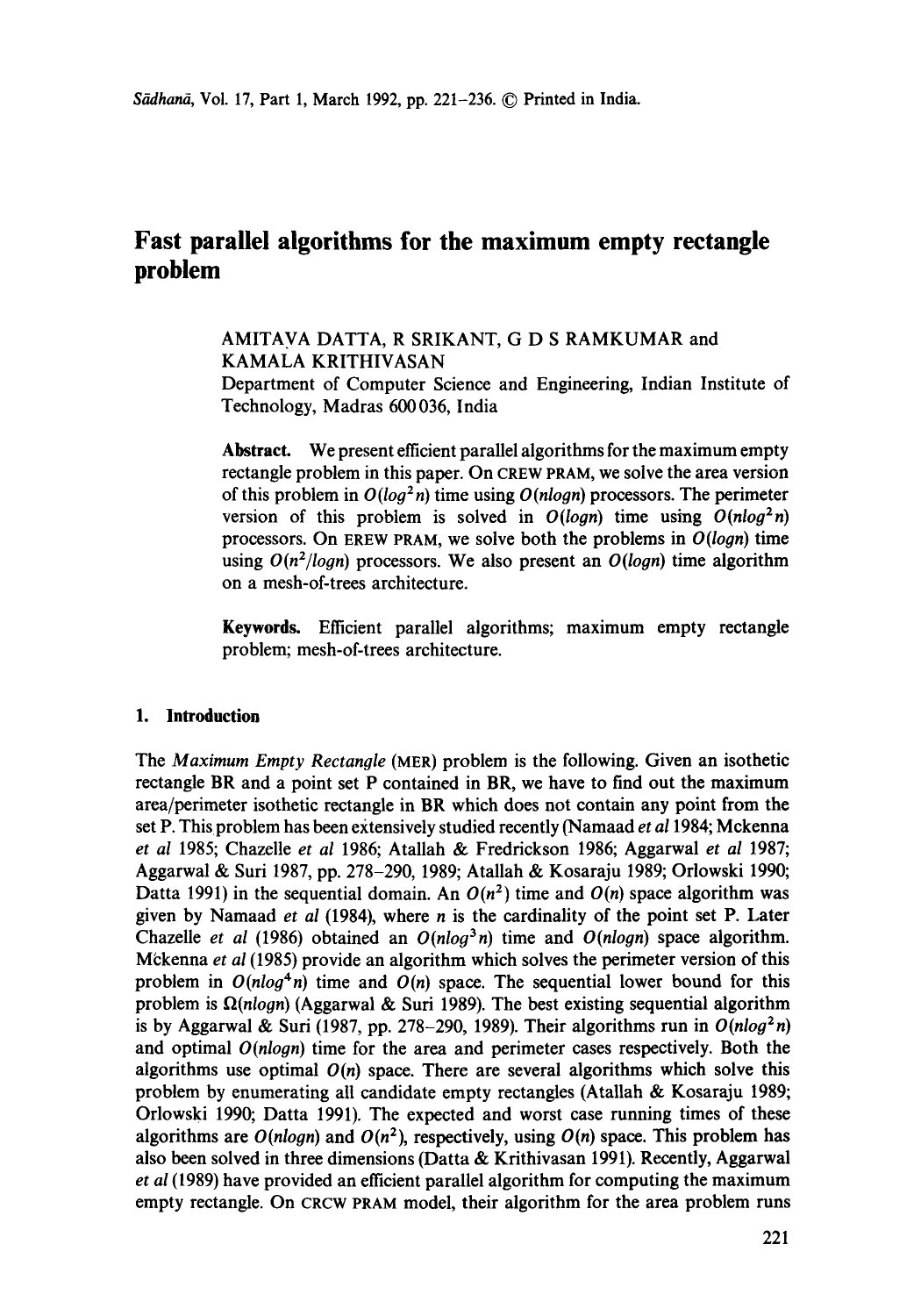# Fast parallel algorithms for the maximum empty rectangle problem

AMITAVA DATTA, R SRIKANT, G D S RAMKUMAR and KAMALA KRITHIVASAN

Department of Computer Science and Engineering, Indian Institute of Technology, Madras 600 036, India

**Abstract.** We present efficient parallel algorithms for the maximum empty rectangle problem in this paper. On CREW PRAM, we solve the area version of this problem in $O(log^2 n)$ time using $O(nlogn)$ processors. The perimeter version of this problem is solved in $O(logn)$ time using $O(nlog^2 n)$ processors. On EREW PRAM, we solve both the problems in $O(logn)$ time using $O(n^2/logn)$ processors. We also present an $O(logn)$ time algorithm on a mesh-of-trees architecture.

**Keywords.** Efficient parallel algorithms; maximum empty rectangle problem; mesh-of-trees architecture.

## 1. Introduction

The *Maximum Empty Rectangle* (MER) problem is the following. Given an isothetic rectangle BR and a point set P contained in BR, we have to find out the maximum area/perimeter isothetic rectangle in BR which does not contain any point from the set P. This problem has been extensively studied recently (Namaad *et al* 1984; Mckenna *et al* 1985; Chazelle *et al* 1986; Atallah & Fredrickson 1986; Aggarwal *et al* 1987; Aggarwal & Suri 1987, pp. 278–290, 1989; Atallah & Kosaraju 1989; Orlowski 1990; Datta 1991) in the sequential domain. An $O(n^2)$ time and $O(n)$ space algorithm was given by Namaad *et al* (1984), where $n$ is the cardinality of the point set P. Later Chazelle *et al* (1986) obtained an $O(nlog^3 n)$ time and $O(nlogn)$ space algorithm. Mckenna *et al* (1985) provide an algorithm which solves the perimeter version of this problem in $O(nlog^4 n)$ time and $O(n)$ space. The sequential lower bound for this problem is $\Omega(nlogn)$ (Aggarwal & Suri 1989). The best existing sequential algorithm is by Aggarwal & Suri (1987, pp. 278–290, 1989). Their algorithms run in $O(nlog^2 n)$ and optimal $O(nlogn)$ time for the area and perimeter cases respectively. Both the algorithms use optimal $O(n)$ space. There are several algorithms which solve this problem by enumerating all candidate empty rectangles (Atallah & Kosaraju 1989; Orlowski 1990; Datta 1991). The expected and worst case running times of these algorithms are $O(nlogn)$ and $O(n^2)$, respectively, using $O(n)$ space. This problem has also been solved in three dimensions (Datta & Krithivasan 1991). Recently, Aggarwal *et al* (1989) have provided an efficient parallel algorithm for computing the maximum empty rectangle. On CRCW PRAM model, their algorithm for the area problem runs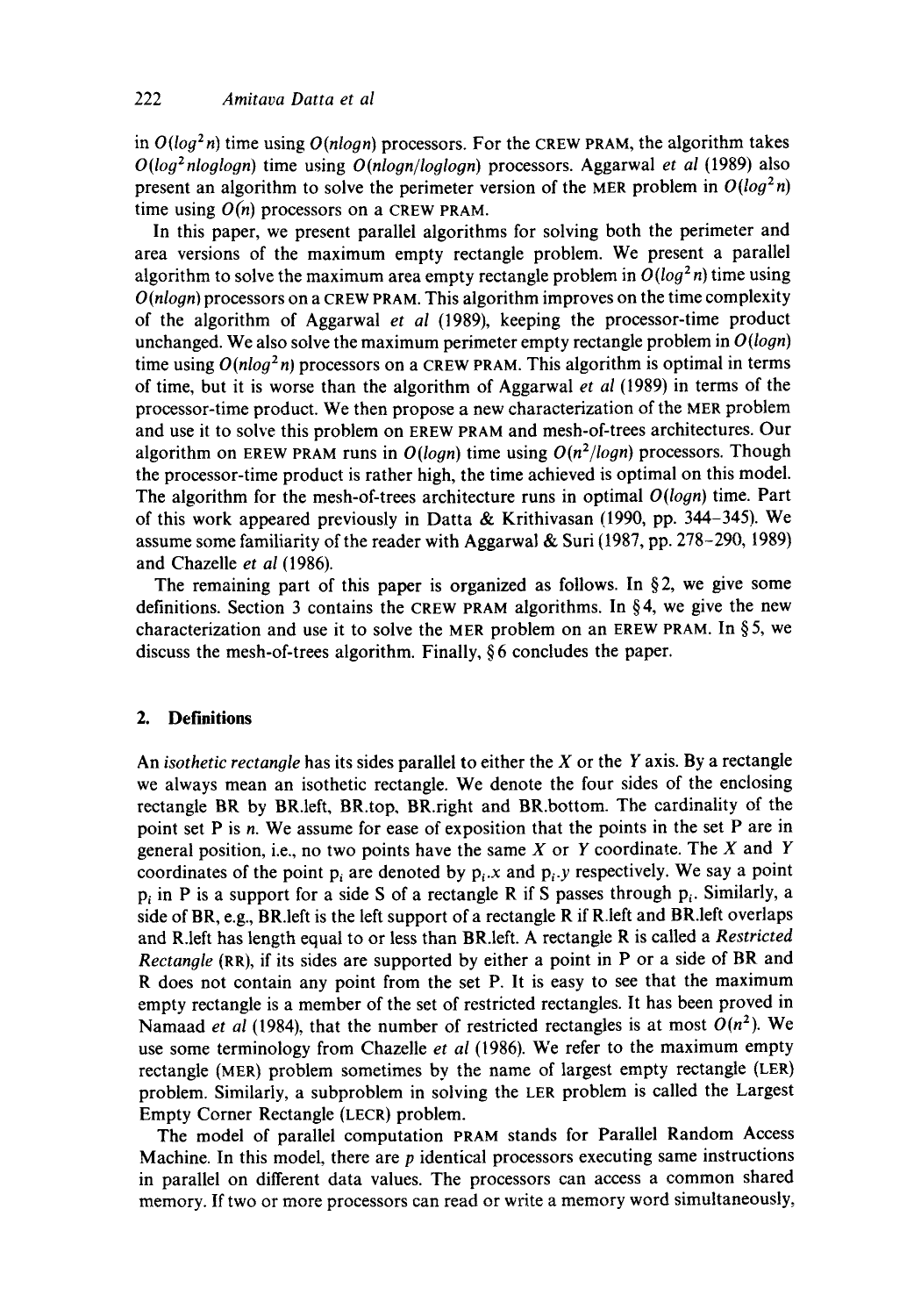in $O(log^2 n)$ time using $O(nlogn)$ processors. For the CREW PRAM, the algorithm takes $O(log^2 nloglogn)$ time using $O(nlogn/loglogn)$ processors. Aggarwal *et al* (1989) also present an algorithm to solve the perimeter version of the MER problem in $O(log^2 n)$ time using $O(n)$ processors on a CREW PRAM.

In this paper, we present parallel algorithms for solving both the perimeter and area versions of the maximum empty rectangle problem. We present a parallel algorithm to solve the maximum area empty rectangle problem in $O(log^2 n)$ time using $O(nlogn)$ processors on a CREW PRAM. This algorithm improves on the time complexity of the algorithm of Aggarwal *et al* (1989), keeping the processor-time product unchanged. We also solve the maximum perimeter empty rectangle problem in $O(logn)$ time using $O(nlog^2 n)$ processors on a CREW PRAM. This algorithm is optimal in terms of time, but it is worse than the algorithm of Aggarwal *et al* (1989) in terms of the processor-time product. We then propose a new characterization of the MER problem and use it to solve this problem on EREW PRAM and mesh-of-trees architectures. Our algorithm on EREW PRAM runs in $O(logn)$ time using $O(n^2/logn)$ processors. Though the processor-time product is rather high, the time achieved is optimal on this model. The algorithm for the mesh-of-trees architecture runs in optimal $O(logn)$ time. Part of this work appeared previously in Datta & Krithivasan (1990, pp. 344–345). We assume some familiarity of the reader with Aggarwal & Suri (1987, pp. 278–290, 1989) and Chazelle *et al* (1986).

The remaining part of this paper is organized as follows. In § 2, we give some definitions. Section 3 contains the CREW PRAM algorithms. In § 4, we give the new characterization and use it to solve the MER problem on an EREW PRAM. In § 5, we discuss the mesh-of-trees algorithm. Finally, § 6 concludes the paper.

## 2. Definitions

An *isothetic rectangle* has its sides parallel to either the $X$ or the $Y$ axis. By a rectangle we always mean an isothetic rectangle. We denote the four sides of the enclosing rectangle BR by BR.left, BR.top, BR.right and BR.bottom. The cardinality of the point set P is $n$. We assume for ease of exposition that the points in the set P are in general position, i.e., no two points have the same $X$ or $Y$ coordinate. The $X$ and $Y$ coordinates of the point $p_i$ are denoted by $p_i.x$ and $p_i.y$ respectively. We say a point $p_i$ in P is a support for a side S of a rectangle R if S passes through $p_i$. Similarly, a side of BR, e.g., BR.left is the left support of a rectangle R if R.left and BR.left overlaps and R.left has length equal to or less than BR.left. A rectangle R is called a *Restricted Rectangle* (RR), if its sides are supported by either a point in P or a side of BR and R does not contain any point from the set P. It is easy to see that the maximum empty rectangle is a member of the set of restricted rectangles. It has been proved in Namaad *et al* (1984), that the number of restricted rectangles is at most $O(n^2)$. We use some terminology from Chazelle *et al* (1986). We refer to the maximum empty rectangle (MER) problem sometimes by the name of largest empty rectangle (LER) problem. Similarly, a subproblem in solving the LER problem is called the Largest Empty Corner Rectangle (LECR) problem.

The model of parallel computation PRAM stands for Parallel Random Access Machine. In this model, there are $p$ identical processors executing same instructions in parallel on different data values. The processors can access a common shared memory. If two or more processors can read or write a memory word simultaneously,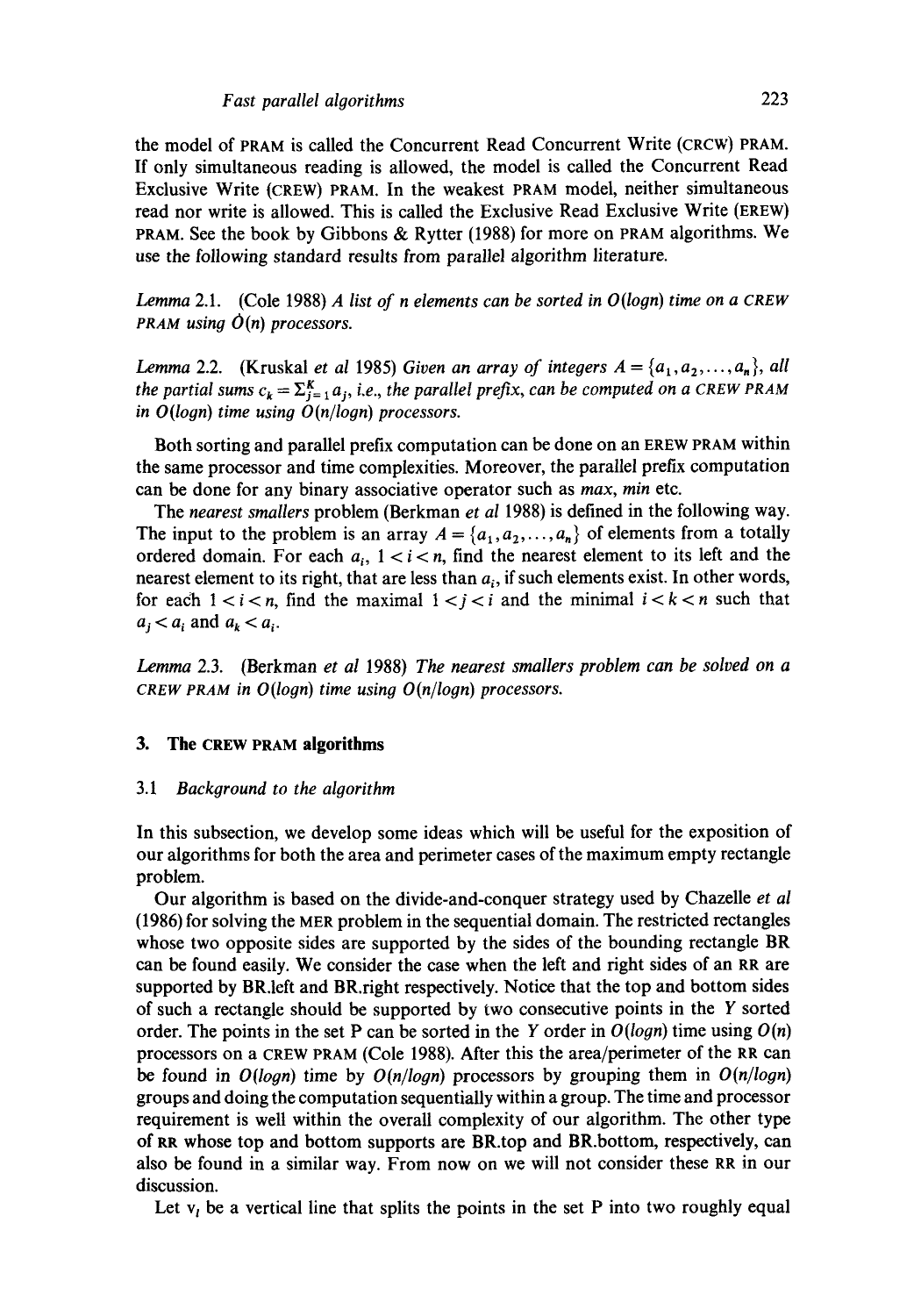the model of PRAM is called the Concurrent Read Concurrent Write (CRCW) PRAM. If only simultaneous reading is allowed, the model is called the Concurrent Read Exclusive Write (CREW) PRAM. In the weakest PRAM model, neither simultaneous read nor write is allowed. This is called the Exclusive Read Exclusive Write (EREW) PRAM. See the book by Gibbons & Rytter (1988) for more on PRAM algorithms. We use the following standard results from parallel algorithm literature.

*Lemma* 2.1. (Cole 1988) *A list of n elements can be sorted in $O(\log n)$ time on a CREW PRAM using $O(n)$ processors.*

*Lemma* 2.2. (Kruskal *et al* 1985) *Given an array of integers $A = \{a_1, a_2, \ldots, a_n\}$, all the partial sums $c_k = \Sigma_{j=1}^{K} a_j$, i.e., the parallel prefix, can be computed on a CREW PRAM in $O(\log n)$ time using $O(n/\log n)$ processors.*

Both sorting and parallel prefix computation can be done on an EREW PRAM within the same processor and time complexities. Moreover, the parallel prefix computation can be done for any binary associative operator such as *max*, *min* etc.

The *nearest smallers* problem (Berkman *et al* 1988) is defined in the following way. The input to the problem is an array $A = \{a_1, a_2, \ldots, a_n\}$ of elements from a totally ordered domain. For each $a_i$, $1 < i < n$, find the nearest element to its left and the nearest element to its right, that are less than $a_i$, if such elements exist. In other words, for each $1 < i < n$, find the maximal $1 < j < i$ and the minimal $i < k < n$ such that $a_j < a_i$ and $a_k < a_i$.

*Lemma* 2.3. (Berkman *et al* 1988) *The nearest smallers problem can be solved on a CREW PRAM in $O(\log n)$ time using $O(n/\log n)$ processors.*

## 3. The CREW PRAM algorithms

### 3.1 *Background to the algorithm*

In this subsection, we develop some ideas which will be useful for the exposition of our algorithms for both the area and perimeter cases of the maximum empty rectangle problem.

Our algorithm is based on the divide-and-conquer strategy used by Chazelle *et al* (1986) for solving the MER problem in the sequential domain. The restricted rectangles whose two opposite sides are supported by the sides of the bounding rectangle BR can be found easily. We consider the case when the left and right sides of an RR are supported by BR.left and BR.right respectively. Notice that the top and bottom sides of such a rectangle should be supported by two consecutive points in the $Y$ sorted order. The points in the set P can be sorted in the $Y$ order in $O(\log n)$ time using $O(n)$ processors on a CREW PRAM (Cole 1988). After this the area/perimeter of the RR can be found in $O(\log n)$ time by $O(n/\log n)$ processors by grouping them in $O(n/\log n)$ groups and doing the computation sequentially within a group. The time and processor requirement is well within the overall complexity of our algorithm. The other type of RR whose top and bottom supports are BR.top and BR.bottom, respectively, can also be found in a similar way. From now on we will not consider these RR in our discussion.

Let $v_l$ be a vertical line that splits the points in the set P into two roughly equal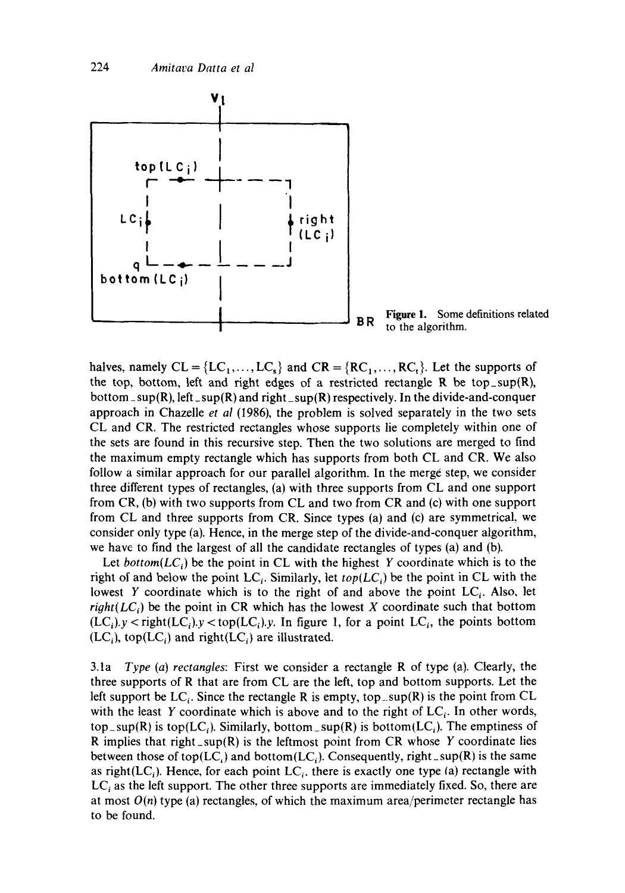Figure 1. Some definitions related to the algorithm.

halves, namely $CL = \{LC_1, \ldots, LC_s\}$ and $CR = \{RC_1, \ldots, RC_t\}$. Let the supports of the top, bottom, left and right edges of a restricted rectangle R be top_sup(R), bottom_sup(R), left_sup(R) and right_sup(R) respectively. In the divide-and-conquer approach in Chazelle *et al* (1986), the problem is solved separately in the two sets CL and CR. The restricted rectangles whose supports lie completely within one of the sets are found in this recursive step. Then the two solutions are merged to find the maximum empty rectangle which has supports from both CL and CR. We also follow a similar approach for our parallel algorithm. In the merge step, we consider three different types of rectangles, (a) with three supports from CL and one support from CR, (b) with two supports from CL and two from CR and (c) with one support from CL and three supports from CR. Since types (a) and (c) are symmetrical, we consider only type (a). Hence, in the merge step of the divide-and-conquer algorithm, we have to find the largest of all the candidate rectangles of types (a) and (b).

Let *bottom*($LC_i$) be the point in CL with the highest $Y$ coordinate which is to the right of and below the point $LC_i$. Similarly, let *top*($LC_i$) be the point in CL with the lowest $Y$ coordinate which is to the right of and above the point $LC_i$. Also, let *right*($LC_i$) be the point in CR which has the lowest $X$ coordinate such that bottom $(LC_i).y <$ right$(LC_i).y <$ top$(LC_i).y$. In figure 1, for a point $LC_i$, the points bottom $(LC_i)$, top$(LC_i)$ and right$(LC_i)$ are illustrated.

3.1a *Type (a) rectangles*: First we consider a rectangle R of type (a). Clearly, the three supports of R that are from CL are the left, top and bottom supports. Let the left support be $LC_i$. Since the rectangle R is empty, top_sup(R) is the point from CL with the least $Y$ coordinate which is above and to the right of $LC_i$. In other words, top_sup(R) is top$(LC_i)$. Similarly, bottom_sup(R) is bottom$(LC_i)$. The emptiness of R implies that right_sup(R) is the leftmost point from CR whose $Y$ coordinate lies between those of top$(LC_i)$ and bottom$(LC_i)$. Consequently, right_sup(R) is the same as right$(LC_i)$. Hence, for each point $LC_i$, there is exactly one type (a) rectangle with $LC_i$ as the left support. The other three supports are immediately fixed. So, there are at most $O(n)$ type (a) rectangles, of which the maximum area/perimeter rectangle has to be found.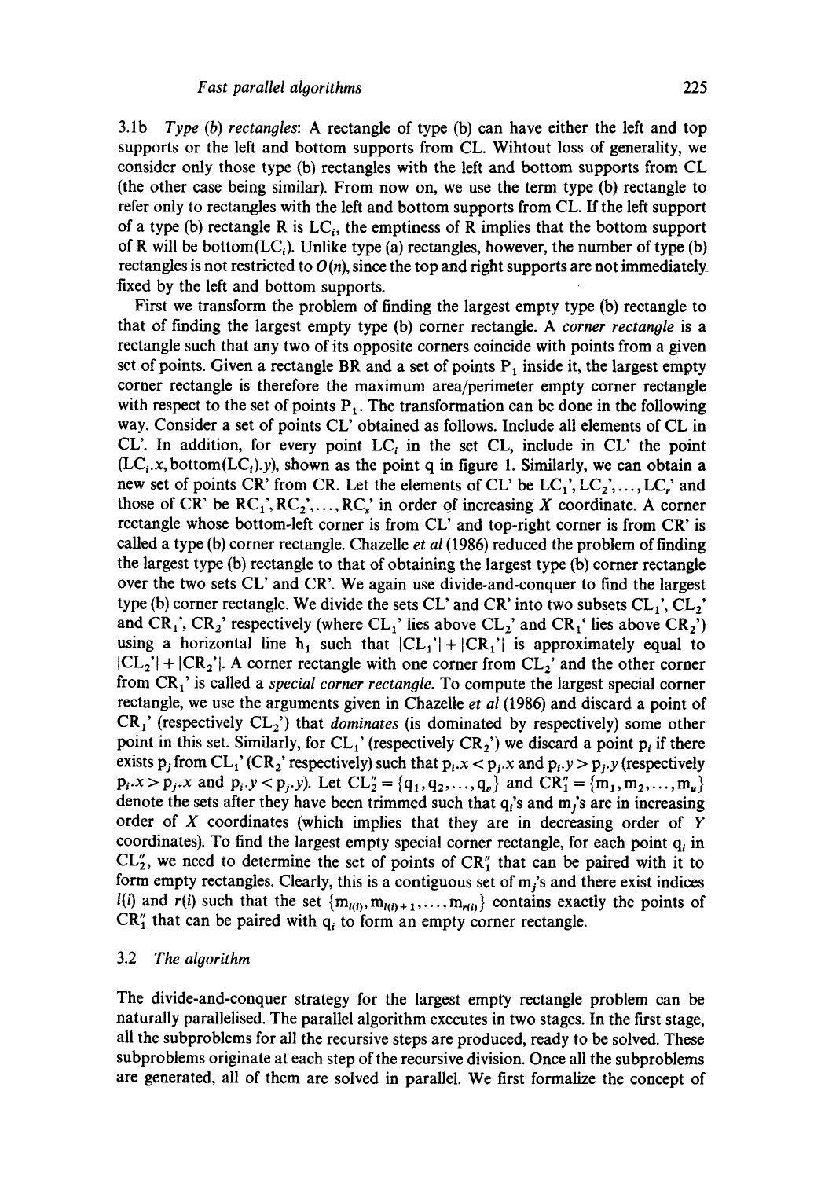3.1b *Type (b) rectangles*: A rectangle of type (b) can have either the left and top supports or the left and bottom supports from CL. Wihtout loss of generality, we consider only those type (b) rectangles with the left and bottom supports from CL (the other case being similar). From now on, we use the term type (b) rectangle to refer only to rectangles with the left and bottom supports from CL. If the left support of a type (b) rectangle R is $LC_i$, the emptiness of R implies that the bottom support of R will be bottom($LC_i$). Unlike type (a) rectangles, however, the number of type (b) rectangles is not restricted to $O(n)$, since the top and right supports are not immediately fixed by the left and bottom supports.

First we transform the problem of finding the largest empty type (b) rectangle to that of finding the largest empty type (b) corner rectangle. A *corner rectangle* is a rectangle such that any two of its opposite corners coincide with points from a given set of points. Given a rectangle BR and a set of points $P_1$ inside it, the largest empty corner rectangle is therefore the maximum area/perimeter empty corner rectangle with respect to the set of points $P_1$. The transformation can be done in the following way. Consider a set of points CL' obtained as follows. Include all elements of CL in CL'. In addition, for every point $LC_i$ in the set CL, include in CL' the point ($LC_i.x$, bottom($LC_i$).$y$), shown as the point q in figure 1. Similarly, we can obtain a new set of points CR' from CR. Let the elements of CL' be $LC_1', LC_2', \ldots, LC_r'$ and those of CR' be $RC_1', RC_2', \ldots, RC_s'$ in order of increasing $X$ coordinate. A corner rectangle whose bottom-left corner is from CL' and top-right corner is from CR' is called a type (b) corner rectangle. Chazelle *et al* (1986) reduced the problem of finding the largest type (b) rectangle to that of obtaining the largest type (b) corner rectangle over the two sets CL' and CR'. We again use divide-and-conquer to find the largest type (b) corner rectangle. We divide the sets CL' and CR' into two subsets $CL_1'$, $CL_2'$ and $CR_1'$, $CR_2'$ respectively (where $CL_1'$ lies above $CL_2'$ and $CR_1'$ lies above $CR_2'$) using a horizontal line $h_1$ such that $|CL_1'| + |CR_1'|$ is approximately equal to $|CL_2'| + |CR_2'|$. A corner rectangle with one corner from $CL_2'$ and the other corner from $CR_1'$ is called a *special corner rectangle*. To compute the largest special corner rectangle, we use the arguments given in Chazelle *et al* (1986) and discard a point of $CR_1'$ (respectively $CL_2'$) that *dominates* (is dominated by respectively) some other point in this set. Similarly, for $CL_1'$ (respectively $CR_2'$) we discard a point $p_i$ if there exists $p_j$ from $CL_1'$ ($CR_2'$ respectively) such that $p_i.x < p_j.x$ and $p_i.y > p_j.y$ (respectively $p_i.x > p_j.x$ and $p_i.y < p_j.y$). Let $CL_2'' = \{q_1, q_2, \ldots, q_v\}$ and $CR_1'' = \{m_1, m_2, \ldots, m_u\}$ denote the sets after they have been trimmed such that $q_i$'s and $m_j$'s are in increasing order of $X$ coordinates (which implies that they are in decreasing order of $Y$ coordinates). To find the largest empty special corner rectangle, for each point $q_i$ in $CL_2''$, we need to determine the set of points of $CR_1''$ that can be paired with it to form empty rectangles. Clearly, this is a contiguous set of $m_j$'s and there exist indices $l(i)$ and $r(i)$ such that the set $\{m_{l(i)}, m_{l(i)+1}, \ldots, m_{r(i)}\}$ contains exactly the points of $CR_1''$ that can be paired with $q_i$ to form an empty corner rectangle.

## 3.2 *The algorithm*

The divide-and-conquer strategy for the largest empty rectangle problem can be naturally parallelised. The parallel algorithm executes in two stages. In the first stage, all the subproblems for all the recursive steps are produced, ready to be solved. These subproblems originate at each step of the recursive division. Once all the subproblems are generated, all of them are solved in parallel. We first formalize the concept of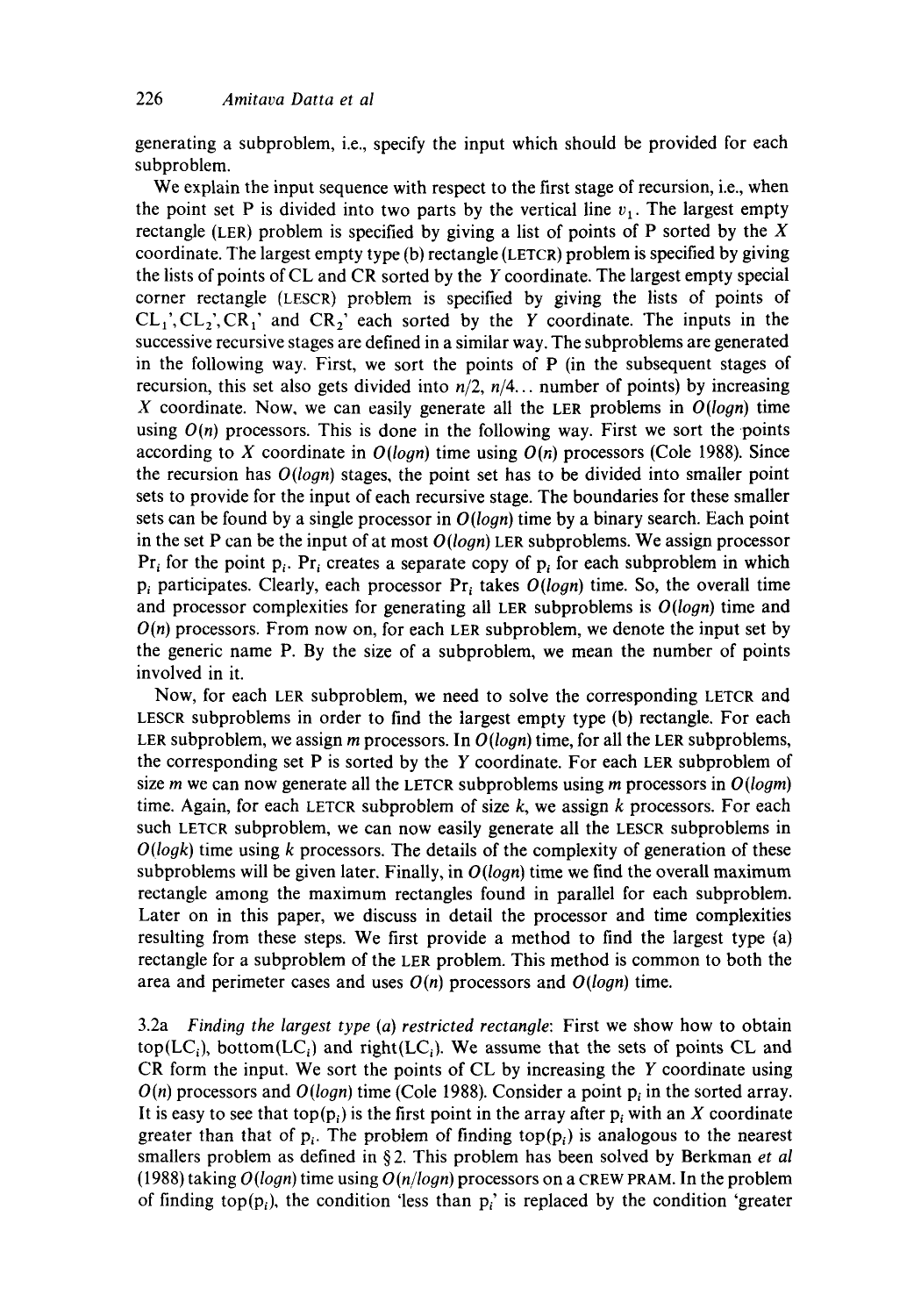generating a subproblem, i.e., specify the input which should be provided for each subproblem.

We explain the input sequence with respect to the first stage of recursion, i.e., when the point set P is divided into two parts by the vertical line $v_1$. The largest empty rectangle (LER) problem is specified by giving a list of points of P sorted by the $X$ coordinate. The largest empty type (b) rectangle (LETCR) problem is specified by giving the lists of points of CL and CR sorted by the $Y$ coordinate. The largest empty special corner rectangle (LESCR) problem is specified by giving the lists of points of $CL_1'$, $CL_2'$, $CR_1'$ and $CR_2'$ each sorted by the $Y$ coordinate. The inputs in the successive recursive stages are defined in a similar way. The subproblems are generated in the following way. First, we sort the points of P (in the subsequent stages of recursion, this set also gets divided into $n/2$, $n/4\ldots$ number of points) by increasing $X$ coordinate. Now, we can easily generate all the LER problems in $O(\log n)$ time using $O(n)$ processors. This is done in the following way. First we sort the points according to $X$ coordinate in $O(\log n)$ time using $O(n)$ processors (Cole 1988). Since the recursion has $O(\log n)$ stages, the point set has to be divided into smaller point sets to provide for the input of each recursive stage. The boundaries for these smaller sets can be found by a single processor in $O(\log n)$ time by a binary search. Each point in the set P can be the input of at most $O(\log n)$ LER subproblems. We assign processor $Pr_i$ for the point $p_i$. $Pr_i$ creates a separate copy of $p_i$ for each subproblem in which $p_i$ participates. Clearly, each processor $Pr_i$ takes $O(\log n)$ time. So, the overall time and processor complexities for generating all LER subproblems is $O(\log n)$ time and $O(n)$ processors. From now on, for each LER subproblem, we denote the input set by the generic name P. By the size of a subproblem, we mean the number of points involved in it.

Now, for each LER subproblem, we need to solve the corresponding LETCR and LESCR subproblems in order to find the largest empty type (b) rectangle. For each LER subproblem, we assign $m$ processors. In $O(\log n)$ time, for all the LER subproblems, the corresponding set P is sorted by the $Y$ coordinate. For each LER subproblem of size $m$ we can now generate all the LETCR subproblems using $m$ processors in $O(\log m)$ time. Again, for each LETCR subproblem of size $k$, we assign $k$ processors. For each such LETCR subproblem, we can now easily generate all the LESCR subproblems in $O(\log k)$ time using $k$ processors. The details of the complexity of generation of these subproblems will be given later. Finally, in $O(\log n)$ time we find the overall maximum rectangle among the maximum rectangles found in parallel for each subproblem. Later on in this paper, we discuss in detail the processor and time complexities resulting from these steps. We first provide a method to find the largest type (a) rectangle for a subproblem of the LER problem. This method is common to both the area and perimeter cases and uses $O(n)$ processors and $O(\log n)$ time.

3.2a *Finding the largest type (a) restricted rectangle*: First we show how to obtain $\text{top}(LC_i)$, $\text{bottom}(LC_i)$ and $\text{right}(LC_i)$. We assume that the sets of points CL and CR form the input. We sort the points of CL by increasing the $Y$ coordinate using $O(n)$ processors and $O(\log n)$ time (Cole 1988). Consider a point $p_i$ in the sorted array. It is easy to see that $\text{top}(p_i)$ is the first point in the array after $p_i$ with an $X$ coordinate greater than that of $p_i$. The problem of finding $\text{top}(p_i)$ is analogous to the nearest smallers problem as defined in § 2. This problem has been solved by Berkman *et al* (1988) taking $O(\log n)$ time using $O(n/\log n)$ processors on a CREW PRAM. In the problem of finding $\text{top}(p_i)$, the condition 'less than $p_i$' is replaced by the condition 'greater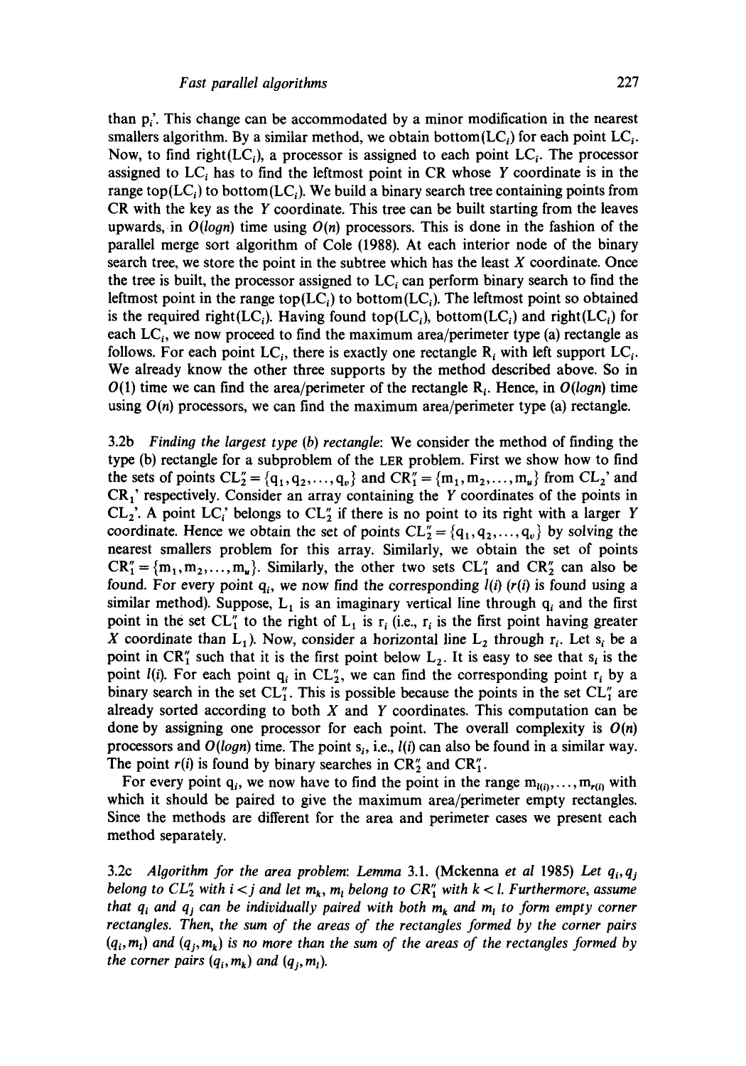than $p_i'$. This change can be accommodated by a minor modification in the nearest smallers algorithm. By a similar method, we obtain bottom($LC_i$) for each point $LC_i$. Now, to find right($LC_i$), a processor is assigned to each point $LC_i$. The processor assigned to $LC_i$ has to find the leftmost point in CR whose $Y$ coordinate is in the range top($LC_i$) to bottom($LC_i$). We build a binary search tree containing points from CR with the key as the $Y$ coordinate. This tree can be built starting from the leaves upwards, in $O(logn)$ time using $O(n)$ processors. This is done in the fashion of the parallel merge sort algorithm of Cole (1988). At each interior node of the binary search tree, we store the point in the subtree which has the least $X$ coordinate. Once the tree is built, the processor assigned to $LC_i$ can perform binary search to find the leftmost point in the range top($LC_i$) to bottom($LC_i$). The leftmost point so obtained is the required right($LC_i$). Having found top($LC_i$), bottom($LC_i$) and right($LC_i$) for each $LC_i$, we now proceed to find the maximum area/perimeter type (a) rectangle as follows. For each point $LC_i$, there is exactly one rectangle $R_i$ with left support $LC_i$. We already know the other three supports by the method described above. So in $O(1)$ time we can find the area/perimeter of the rectangle $R_i$. Hence, in $O(logn)$ time using $O(n)$ processors, we can find the maximum area/perimeter type (a) rectangle.

3.2b *Finding the largest type (b) rectangle*: We consider the method of finding the type (b) rectangle for a subproblem of the LER problem. First we show how to find the sets of points $CL_2'' = \{q_1, q_2, \ldots, q_v\}$ and $CR_1'' = \{m_1, m_2, \ldots, m_u\}$ from $CL_2'$ and $CR_1'$ respectively. Consider an array containing the $Y$ coordinates of the points in $CL_2'$. A point $LC_i'$ belongs to $CL_2''$ if there is no point to its right with a larger $Y$ coordinate. Hence we obtain the set of points $CL_2'' = \{q_1, q_2, \ldots, q_v\}$ by solving the nearest smallers problem for this array. Similarly, we obtain the set of points $CR_1'' = \{m_1, m_2, \ldots, m_u\}$. Similarly, the other two sets $CL_1''$ and $CR_2''$ can also be found. For every point $q_i$, we now find the corresponding $l(i)$ ($r(i)$ is found using a similar method). Suppose, $L_1$ is an imaginary vertical line through $q_i$ and the first point in the set $CL_1''$ to the right of $L_1$ is $r_i$ (i.e., $r_i$ is the first point having greater $X$ coordinate than $L_1$). Now, consider a horizontal line $L_2$ through $r_i$. Let $s_i$ be a point in $CR_1''$ such that it is the first point below $L_2$. It is easy to see that $s_i$ is the point $l(i)$. For each point $q_i$ in $CL_2''$, we can find the corresponding point $r_i$ by a binary search in the set $CL_1''$. This is possible because the points in the set $CL_1''$ are already sorted according to both $X$ and $Y$ coordinates. This computation can be done by assigning one processor for each point. The overall complexity is $O(n)$ processors and $O(logn)$ time. The point $s_i$, i.e., $l(i)$ can also be found in a similar way. The point $r(i)$ is found by binary searches in $CR_2''$ and $CR_1''$.

For every point $q_i$, we now have to find the point in the range $m_{l(i)}, \ldots, m_{r(i)}$ with which it should be paired to give the maximum area/perimeter empty rectangles. Since the methods are different for the area and perimeter cases we present each method separately.

3.2c *Algorithm for the area problem*: *Lemma* 3.1. (Mckenna *et al* 1985) *Let $q_i, q_j$ belong to $CL_2''$ with $i < j$ and let $m_k$, $m_l$ belong to $CR_1''$ with $k < l$. Furthermore, assume that $q_i$ and $q_j$ can be individually paired with both $m_k$ and $m_l$ to form empty corner rectangles. Then, the sum of the areas of the rectangles formed by the corner pairs $(q_i, m_l)$ and $(q_j, m_k)$ is no more than the sum of the areas of the rectangles formed by the corner pairs $(q_i, m_k)$ and $(q_j, m_l)$.*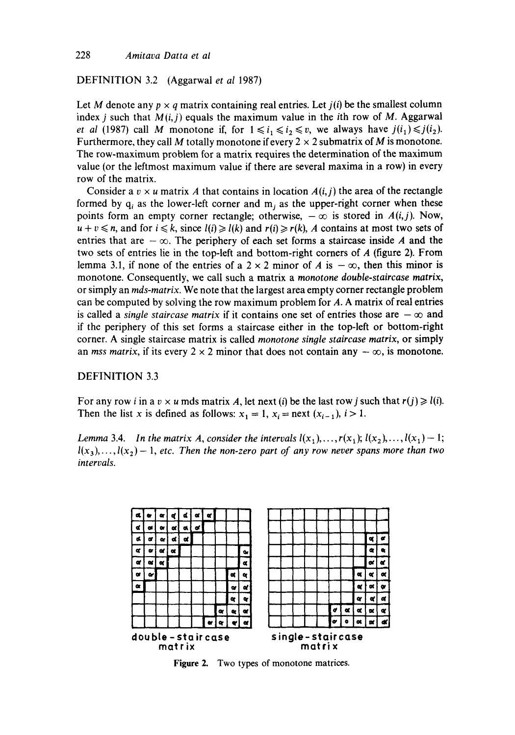DEFINITION 3.2 (Aggarwal *et al* 1987)

Let $M$ denote any $p \times q$ matrix containing real entries. Let $j(i)$ be the smallest column index $j$ such that $M(i,j)$ equals the maximum value in the $i$th row of $M$. Aggarwal *et al* (1987) call $M$ monotone if, for $1 \leqslant i_1 \leqslant i_2 \leqslant v$, we always have $j(i_1) \leqslant j(i_2)$. Furthermore, they call $M$ totally monotone if every $2 \times 2$ submatrix of $M$ is monotone. The row-maximum problem for a matrix requires the determination of the maximum value (or the leftmost maximum value if there are several maxima in a row) in every row of the matrix.

Consider a $v \times u$ matrix $A$ that contains in location $A(i,j)$ the area of the rectangle formed by $q_i$ as the lower-left corner and $m_j$ as the upper-right corner when these points form an empty corner rectangle; otherwise, $-\infty$ is stored in $A(i,j)$. Now, $u + v \leqslant n$, and for $i \leqslant k$, since $l(i) \geqslant l(k)$ and $r(i) \geqslant r(k)$, $A$ contains at most two sets of entries that are $-\infty$. The periphery of each set forms a staircase inside $A$ and the two sets of entries lie in the top-left and bottom-right corners of $A$ (figure 2). From lemma 3.1, if none of the entries of a $2 \times 2$ minor of $A$ is $-\infty$, then this minor is monotone. Consequently, we call such a matrix a *monotone double-staircase matrix*, or simply an *mds-matrix*. We note that the largest area empty corner rectangle problem can be computed by solving the row maximum problem for $A$. A matrix of real entries is called a *single staircase matrix* if it contains one set of entries those are $-\infty$ and if the periphery of this set forms a staircase either in the top-left or bottom-right corner. A single staircase matrix is called *monotone single staircase matrix*, or simply an *mss matrix*, if its every $2 \times 2$ minor that does not contain any $-\infty$, is monotone.

DEFINITION 3.3

For any row $i$ in a $v \times u$ mds matrix $A$, let next $(i)$ be the last row $j$ such that $r(j) \geqslant l(i)$. Then the list $x$ is defined as follows: $x_1 = 1$, $x_i = \text{next}(x_{i-1})$, $i > 1$.

*Lemma* 3.4. *In the matrix A, consider the intervals $l(x_1), \ldots, r(x_1)$; $l(x_2), \ldots, l(x_1) - 1$; $l(x_3), \ldots, l(x_2) - 1$, etc. Then the non-zero part of any row never spans more than two intervals.*

double-staircase matrix

single-staircase matrix

**Figure 2.** Two types of monotone matrices.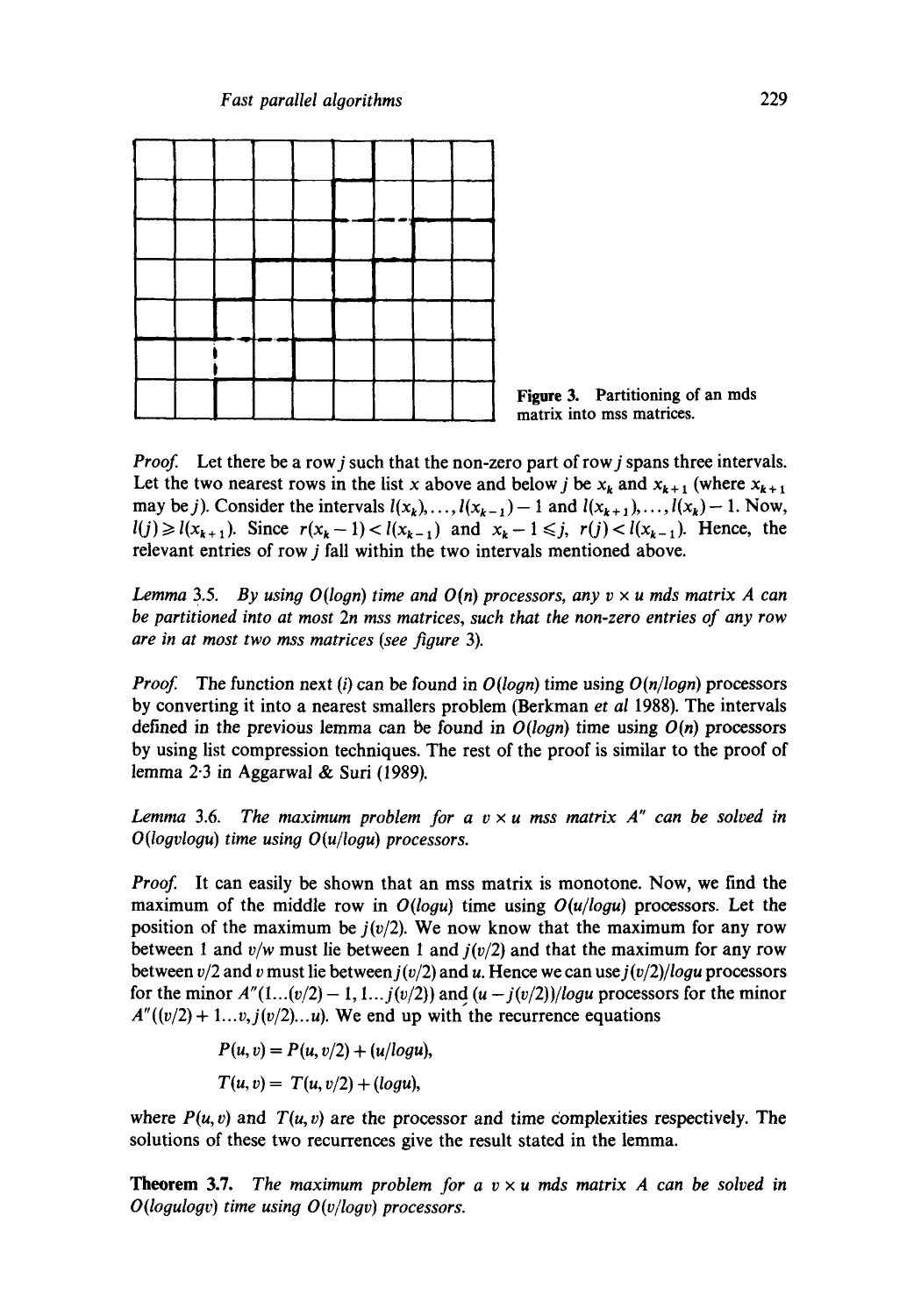Figure 3. Partitioning of an mds matrix into mss matrices.

*Proof.* Let there be a row $j$ such that the non-zero part of row $j$ spans three intervals. Let the two nearest rows in the list $x$ above and below $j$ be $x_k$ and $x_{k+1}$ (where $x_{k+1}$ may be $j$). Consider the intervals $l(x_k), \ldots, l(x_{k-1}) - 1$ and $l(x_{k+1}), \ldots, l(x_k) - 1$. Now, $l(j) \geqslant l(x_{k+1})$. Since $r(x_k - 1) < l(x_{k-1})$ and $x_k - 1 \leqslant j$, $r(j) < l(x_{k-1})$. Hence, the relevant entries of row $j$ fall within the two intervals mentioned above.

*Lemma 3.5. By using $O(logn)$ time and $O(n)$ processors, any $v \times u$ mds matrix $A$ can be partitioned into at most $2n$ mss matrices, such that the non-zero entries of any row are in at most two mss matrices (see figure 3).*

*Proof.* The function next $(i)$ can be found in $O(logn)$ time using $O(n/logn)$ processors by converting it into a nearest smallers problem (Berkman *et al* 1988). The intervals defined in the previous lemma can be found in $O(logn)$ time using $O(n)$ processors by using list compression techniques. The rest of the proof is similar to the proof of lemma 2·3 in Aggarwal & Suri (1989).

*Lemma 3.6. The maximum problem for a $v \times u$ mss matrix $A''$ can be solved in $O(logvlogu)$ time using $O(u/logu)$ processors.*

*Proof.* It can easily be shown that an mss matrix is monotone. Now, we find the maximum of the middle row in $O(logu)$ time using $O(u/logu)$ processors. Let the position of the maximum be $j(v/2)$. We now know that the maximum for any row between 1 and $v/w$ must lie between 1 and $j(v/2)$ and that the maximum for any row between $v/2$ and $v$ must lie between $j(v/2)$ and $u$. Hence we can use $j(v/2)/logu$ processors for the minor $A''(1\ldots(v/2)-1, 1\ldots j(v/2))$ and $(u - j(v/2))/logu$ processors for the minor $A''((v/2)+1\ldots v, j(v/2)\ldots u)$. We end up with the recurrence equations

$$P(u, v) = P(u, v/2) + (u/logu),$$

$$T(u, v) = T(u, v/2) + (logu),$$

where $P(u, v)$ and $T(u, v)$ are the processor and time complexities respectively. The solutions of these two recurrences give the result stated in the lemma.

**Theorem 3.7.** *The maximum problem for a $v \times u$ mds matrix $A$ can be solved in $O(logulogv)$ time using $O(v/logv)$ processors.*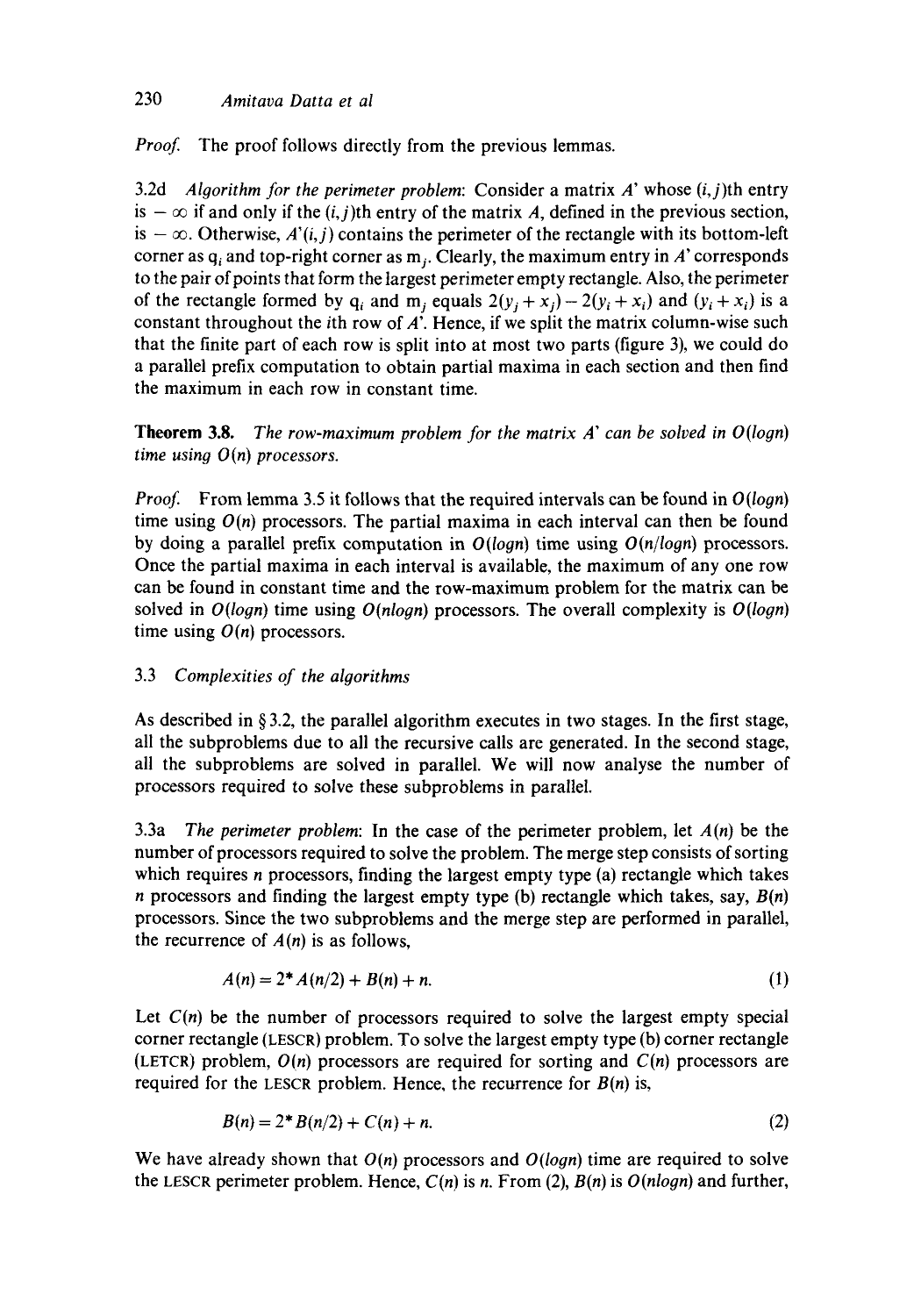*Proof.* The proof follows directly from the previous lemmas.

3.2d *Algorithm for the perimeter problem*: Consider a matrix $A'$ whose $(i,j)$th entry is $-\infty$ if and only if the $(i,j)$th entry of the matrix $A$, defined in the previous section, is $-\infty$. Otherwise, $A'(i,j)$ contains the perimeter of the rectangle with its bottom-left corner as $q_i$ and top-right corner as $m_j$. Clearly, the maximum entry in $A'$ corresponds to the pair of points that form the largest perimeter empty rectangle. Also, the perimeter of the rectangle formed by $q_i$ and $m_j$ equals $2(y_j + x_j) - 2(y_i + x_i)$ and $(y_i + x_i)$ is a constant throughout the $i$th row of $A'$. Hence, if we split the matrix column-wise such that the finite part of each row is split into at most two parts (figure 3), we could do a parallel prefix computation to obtain partial maxima in each section and then find the maximum in each row in constant time.

**Theorem 3.8.** *The row-maximum problem for the matrix $A'$ can be solved in $O(logn)$ time using $O(n)$ processors.*

*Proof.* From lemma 3.5 it follows that the required intervals can be found in $O(logn)$ time using $O(n)$ processors. The partial maxima in each interval can then be found by doing a parallel prefix computation in $O(logn)$ time using $O(n/logn)$ processors. Once the partial maxima in each interval is available, the maximum of any one row can be found in constant time and the row-maximum problem for the matrix can be solved in $O(logn)$ time using $O(nlogn)$ processors. The overall complexity is $O(logn)$ time using $O(n)$ processors.

### 3.3 *Complexities of the algorithms*

As described in § 3.2, the parallel algorithm executes in two stages. In the first stage, all the subproblems due to all the recursive calls are generated. In the second stage, all the subproblems are solved in parallel. We will now analyse the number of processors required to solve these subproblems in parallel.

3.3a *The perimeter problem*: In the case of the perimeter problem, let $A(n)$ be the number of processors required to solve the problem. The merge step consists of sorting which requires $n$ processors, finding the largest empty type (a) rectangle which takes $n$ processors and finding the largest empty type (b) rectangle which takes, say, $B(n)$ processors. Since the two subproblems and the merge step are performed in parallel, the recurrence of $A(n)$ is as follows,

$$A(n) = 2^* A(n/2) + B(n) + n. \tag{1}$$

Let $C(n)$ be the number of processors required to solve the largest empty special corner rectangle (LESCR) problem. To solve the largest empty type (b) corner rectangle (LETCR) problem, $O(n)$ processors are required for sorting and $C(n)$ processors are required for the LESCR problem. Hence, the recurrence for $B(n)$ is,

$$B(n) = 2^* B(n/2) + C(n) + n. \tag{2}$$

We have already shown that $O(n)$ processors and $O(logn)$ time are required to solve the LESCR perimeter problem. Hence, $C(n)$ is $n$. From (2), $B(n)$ is $O(nlogn)$ and further,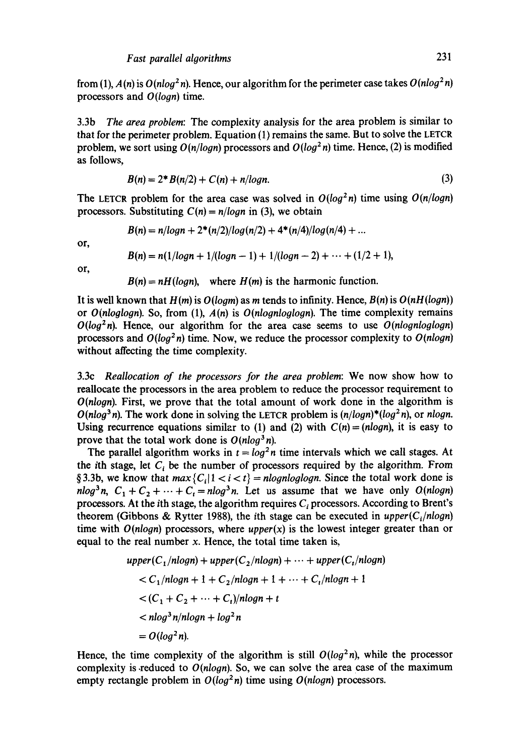from (1), $A(n)$ is $O(nlog^2 n)$. Hence, our algorithm for the perimeter case takes $O(nlog^2 n)$ processors and $O(logn)$ time.

3.3b *The area problem*: The complexity analysis for the area problem is similar to that for the perimeter problem. Equation (1) remains the same. But to solve the LETCR problem, we sort using $O(n/logn)$ processors and $O(log^2 n)$ time. Hence, (2) is modified as follows,

$$B(n) = 2*B(n/2) + C(n) + n/logn. \tag{3}$$

The LETCR problem for the area case was solved in $O(log^2 n)$ time using $O(n/logn)$ processors. Substituting $C(n) = n/logn$ in (3), we obtain

$$B(n) = n/logn + 2*(n/2)/log(n/2) + 4*(n/4)/log(n/4) + \dots$$

or,

$$B(n) = n(1/logn + 1/(logn - 1) + 1/(logn - 2) + \cdots + (1/2 + 1),$$

or,

$$B(n) = nH(logn), \quad \text{where } H(m) \text{ is the harmonic function.}$$

It is well known that $H(m)$ is $O(logm)$ as $m$ tends to infinity. Hence, $B(n)$ is $O(nH(logn))$ or $O(nloglogn)$. So, from (1), $A(n)$ is $O(nlognloglogn)$. The time complexity remains $O(log^2 n)$. Hence, our algorithm for the area case seems to use $O(nlognloglogn)$ processors and $O(log^2 n)$ time. Now, we reduce the processor complexity to $O(nlogn)$ without affecting the time complexity.

3.3c *Reallocation of the processors for the area problem*: We now show how to reallocate the processors in the area problem to reduce the processor requirement to $O(nlogn)$. First, we prove that the total amount of work done in the algorithm is $O(nlog^3 n)$. The work done in solving the LETCR problem is $(n/logn)*(log^2 n)$, or $nlogn$. Using recurrence equations similar to (1) and (2) with $C(n) = (nlogn)$, it is easy to prove that the total work done is $O(nlog^3 n)$.

The parallel algorithm works in $t = log^2 n$ time intervals which we call stages. At the $i$th stage, let $C_i$ be the number of processors required by the algorithm. From §3.3b, we know that $max\{C_i | 1 < i < t\} = nlognloglogn$. Since the total work done is $nlog^3 n$, $C_1 + C_2 + \cdots + C_t = nlog^3 n$. Let us assume that we have only $O(nlogn)$ processors. At the $i$th stage, the algorithm requires $C_i$ processors. According to Brent's theorem (Gibbons & Rytter 1988), the $i$th stage can be executed in $upper(C_i/nlogn)$ time with $O(nlogn)$ processors, where $upper(x)$ is the lowest integer greater than or equal to the real number $x$. Hence, the total time taken is,

$$\begin{aligned}
&upper(C_1/nlogn) + upper(C_2/nlogn) + \cdots + upper(C_t/nlogn) \\
&< C_1/nlogn + 1 + C_2/nlogn + 1 + \cdots + C_t/nlogn + 1 \\
&< (C_1 + C_2 + \cdots + C_t)/nlogn + t \\
&< nlog^3 n/nlogn + log^2 n \\
&= O(log^2 n).
\end{aligned}$$

Hence, the time complexity of the algorithm is still $O(log^2 n)$, while the processor complexity is reduced to $O(nlogn)$. So, we can solve the area case of the maximum empty rectangle problem in $O(log^2 n)$ time using $O(nlogn)$ processors.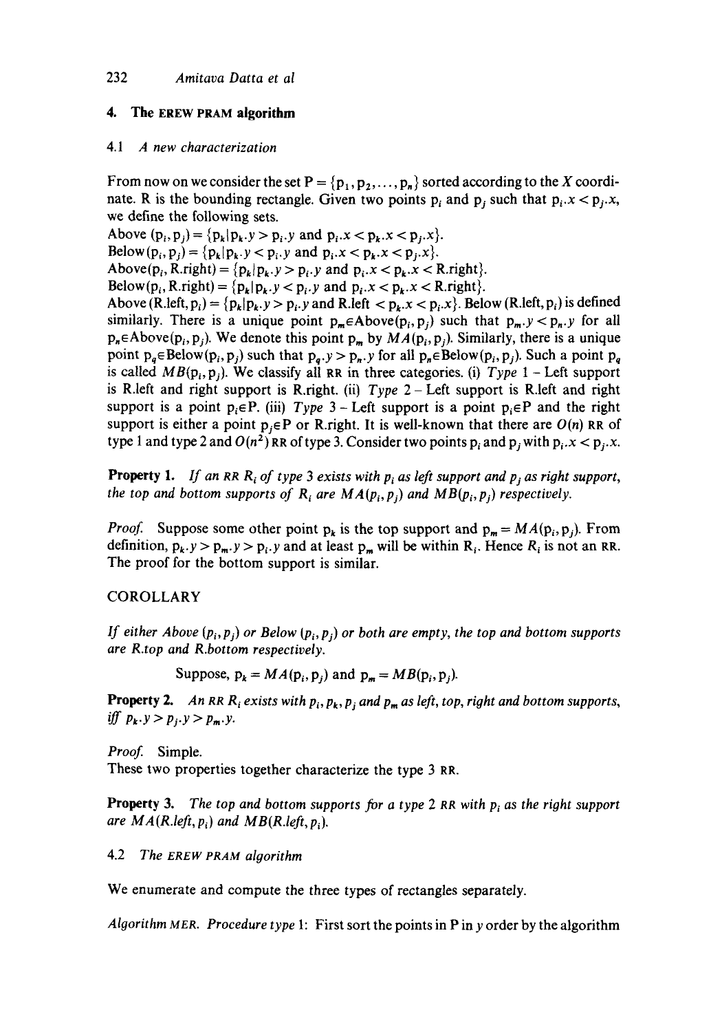## 4. The EREW PRAM algorithm

### 4.1 *A new characterization*

From now on we consider the set $P = \{p_1, p_2, \ldots, p_n\}$ sorted according to the $X$ coordinate. R is the bounding rectangle. Given two points $p_i$ and $p_j$ such that $p_i.x < p_j.x$, we define the following sets.

Above $(p_i, p_j) = \{p_k | p_k.y > p_i.y$ and $p_i.x < p_k.x < p_j.x\}$.

Below$(p_i, p_j) = \{p_k | p_k.y < p_i.y$ and $p_i.x < p_k.x < p_j.x\}$.

Above$(p_i$, R.right$) = \{p_k | p_k.y > p_i.y$ and $p_i.x < p_k.x <$ R.right$\}$.

Below$(p_i$, R.right$) = \{p_k | p_k.y < p_i.y$ and $p_i.x < p_k.x <$ R.right$\}$.

Above (R.left, $p_i) = \{p_k | p_k.y > p_i.y$ and R.left $< p_k.x < p_i.x\}$. Below (R.left, $p_i$) is defined similarly. There is a unique point $p_m \in$Above$(p_i, p_j)$ such that $p_m.y < p_n.y$ for all $p_n \in$Above$(p_i, p_j)$. We denote this point $p_m$ by $MA(p_i, p_j)$. Similarly, there is a unique point $p_q \in$Below$(p_i, p_j)$ such that $p_q.y > p_n.y$ for all $p_n \in$Below$(p_i, p_j)$. Such a point $p_q$ is called $MB(p_i, p_j)$. We classify all RR in three categories. (i) *Type* 1 – Left support is R.left and right support is R.right. (ii) *Type* 2 – Left support is R.left and right support is a point $p_i \in$P. (iii) *Type* 3 – Left support is a point $p_i \in$P and the right support is either a point $p_j \in$P or R.right. It is well-known that there are $O(n)$ RR of type 1 and type 2 and $O(n^2)$ RR of type 3. Consider two points $p_i$ and $p_j$ with $p_i.x < p_j.x$.

**Property 1.** *If an RR $R_i$ of type 3 exists with $p_i$ as left support and $p_j$ as right support, the top and bottom supports of $R_i$ are $MA(p_i, p_j)$ and $MB(p_i, p_j)$ respectively.*

*Proof.* Suppose some other point $p_k$ is the top support and $p_m = MA(p_i, p_j)$. From definition, $p_k.y > p_m.y > p_i.y$ and at least $p_m$ will be within $R_i$. Hence $R_i$ is not an RR. The proof for the bottom support is similar.

COROLLARY

*If either Above $(p_i, p_j)$ or Below $(p_i, p_j)$ or both are empty, the top and bottom supports are R.top and R.bottom respectively.*

Suppose, $p_k = MA(p_i, p_j)$ and $p_m = MB(p_i, p_j)$.

**Property 2.** *An RR $R_i$ exists with $p_i, p_k, p_j$ and $p_m$ as left, top, right and bottom supports, iff $p_k.y > p_j.y > p_m.y$.*

*Proof.* Simple.

These two properties together characterize the type 3 RR.

**Property 3.** *The top and bottom supports for a type 2 RR with $p_i$ as the right support are $MA$(R.left, $p_i$) and $MB$(R.left, $p_i$).*

### 4.2 *The EREW PRAM algorithm*

We enumerate and compute the three types of rectangles separately.

*Algorithm MER. Procedure type* 1: First sort the points in P in $y$ order by the algorithm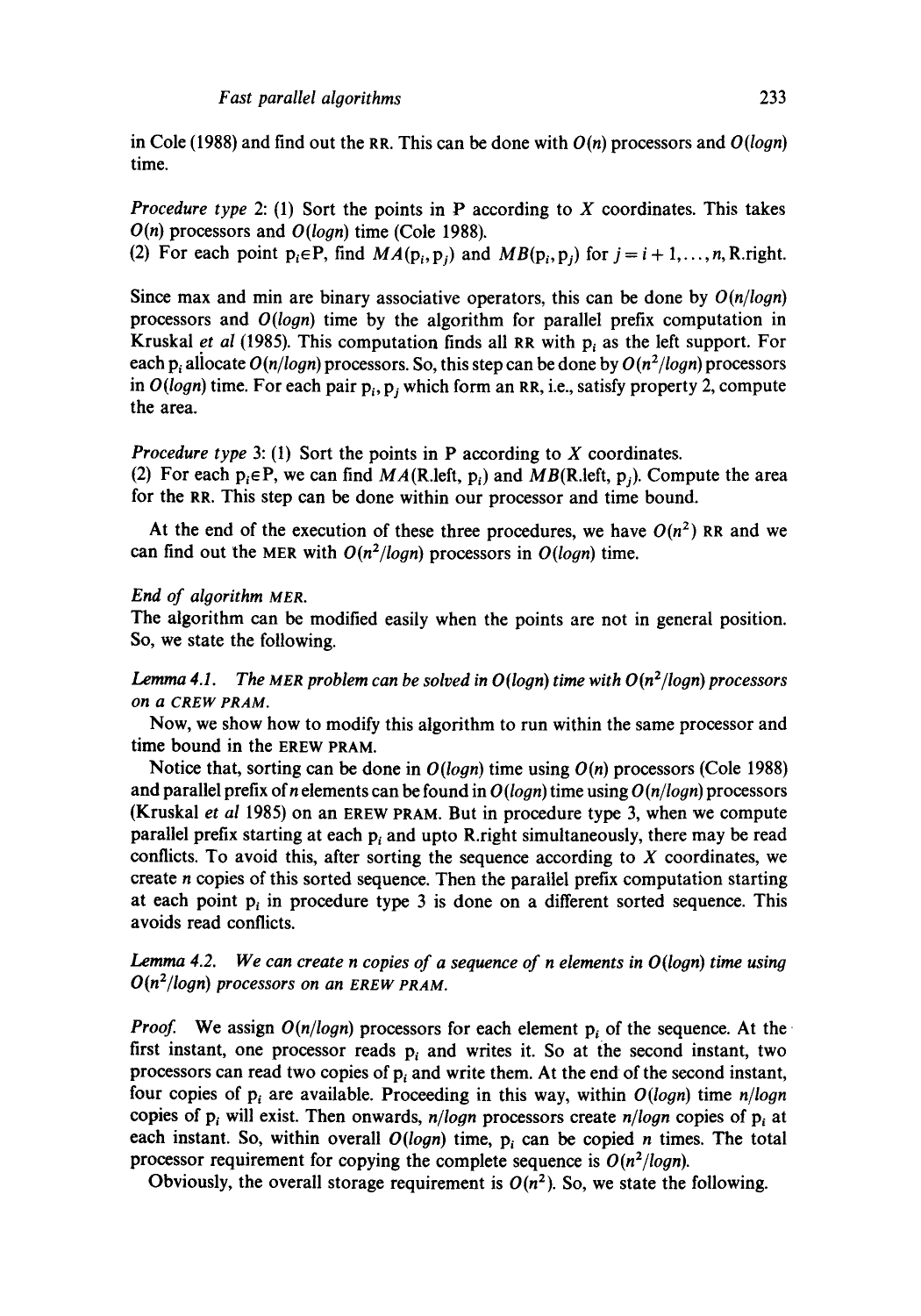in Cole (1988) and find out the RR. This can be done with $O(n)$ processors and $O(\log n)$ time.

*Procedure type* 2: (1) Sort the points in P according to $X$ coordinates. This takes $O(n)$ processors and $O(\log n)$ time (Cole 1988).
(2) For each point $p_i \in P$, find $MA(p_i, p_j)$ and $MB(p_i, p_j)$ for $j = i+1, \ldots, n$, R.right.

Since max and min are binary associative operators, this can be done by $O(n/\log n)$ processors and $O(\log n)$ time by the algorithm for parallel prefix computation in Kruskal *et al* (1985). This computation finds all RR with $p_i$ as the left support. For each $p_i$ allocate $O(n/\log n)$ processors. So, this step can be done by $O(n^2/\log n)$ processors in $O(\log n)$ time. For each pair $p_i, p_j$ which form an RR, i.e., satisfy property 2, compute the area.

*Procedure type* 3: (1) Sort the points in P according to $X$ coordinates.
(2) For each $p_i \in P$, we can find $MA(\text{R.left}, p_i)$ and $MB(\text{R.left}, p_j)$. Compute the area for the RR. This step can be done within our processor and time bound.

At the end of the execution of these three procedures, we have $O(n^2)$ RR and we can find out the MER with $O(n^2/\log n)$ processors in $O(\log n)$ time.

*End of algorithm MER.*
The algorithm can be modified easily when the points are not in general position. So, we state the following.

*Lemma 4.1. The MER problem can be solved in $O(\log n)$ time with $O(n^2/\log n)$ processors on a CREW PRAM.*

Now, we show how to modify this algorithm to run within the same processor and time bound in the EREW PRAM.

Notice that, sorting can be done in $O(\log n)$ time using $O(n)$ processors (Cole 1988) and parallel prefix of $n$ elements can be found in $O(\log n)$ time using $O(n/\log n)$ processors (Kruskal *et al* 1985) on an EREW PRAM. But in procedure type 3, when we compute parallel prefix starting at each $p_i$ and upto R.right simultaneously, there may be read conflicts. To avoid this, after sorting the sequence according to $X$ coordinates, we create $n$ copies of this sorted sequence. Then the parallel prefix computation starting at each point $p_i$ in procedure type 3 is done on a different sorted sequence. This avoids read conflicts.

*Lemma 4.2. We can create n copies of a sequence of n elements in $O(\log n)$ time using $O(n^2/\log n)$ processors on an EREW PRAM.*

*Proof.* We assign $O(n/\log n)$ processors for each element $p_i$ of the sequence. At the first instant, one processor reads $p_i$ and writes it. So at the second instant, two processors can read two copies of $p_i$ and write them. At the end of the second instant, four copies of $p_i$ are available. Proceeding in this way, within $O(\log n)$ time $n/\log n$ copies of $p_i$ will exist. Then onwards, $n/\log n$ processors create $n/\log n$ copies of $p_i$ at each instant. So, within overall $O(\log n)$ time, $p_i$ can be copied $n$ times. The total processor requirement for copying the complete sequence is $O(n^2/\log n)$.

Obviously, the overall storage requirement is $O(n^2)$. So, we state the following.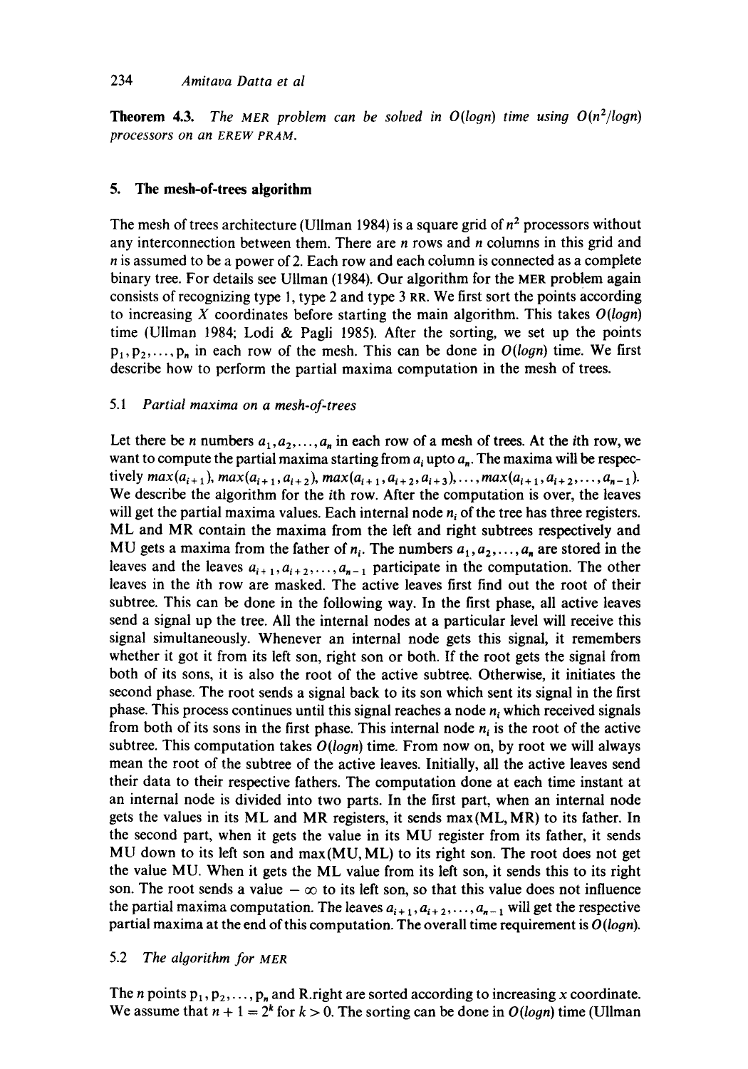**Theorem 4.3.** *The* MER *problem can be solved in O(logn) time using O(n²/logn) processors on an* EREW PRAM.

## 5. The mesh-of-trees algorithm

The mesh of trees architecture (Ullman 1984) is a square grid of $n^2$ processors without any interconnection between them. There are $n$ rows and $n$ columns in this grid and $n$ is assumed to be a power of 2. Each row and each column is connected as a complete binary tree. For details see Ullman (1984). Our algorithm for the MER problem again consists of recognizing type 1, type 2 and type 3 RR. We first sort the points according to increasing $X$ coordinates before starting the main algorithm. This takes $O(logn)$ time (Ullman 1984; Lodi & Pagli 1985). After the sorting, we set up the points $p_1, p_2, \ldots, p_n$ in each row of the mesh. This can be done in $O(logn)$ time. We first describe how to perform the partial maxima computation in the mesh of trees.

### 5.1 *Partial maxima on a mesh-of-trees*

Let there be $n$ numbers $a_1, a_2, \ldots, a_n$ in each row of a mesh of trees. At the $i$th row, we want to compute the partial maxima starting from $a_i$ upto $a_n$. The maxima will be respectively $max(a_{i+1})$, $max(a_{i+1}, a_{i+2})$, $max(a_{i+1}, a_{i+2}, a_{i+3}), \ldots, max(a_{i+1}, a_{i+2}, \ldots, a_{n-1})$. We describe the algorithm for the $i$th row. After the computation is over, the leaves will get the partial maxima values. Each internal node $n_i$ of the tree has three registers. ML and MR contain the maxima from the left and right subtrees respectively and MU gets a maxima from the father of $n_i$. The numbers $a_1, a_2, \ldots, a_n$ are stored in the leaves and the leaves $a_{i+1}, a_{i+2}, \ldots, a_{n-1}$ participate in the computation. The other leaves in the $i$th row are masked. The active leaves first find out the root of their subtree. This can be done in the following way. In the first phase, all active leaves send a signal up the tree. All the internal nodes at a particular level will receive this signal simultaneously. Whenever an internal node gets this signal, it remembers whether it got it from its left son, right son or both. If the root gets the signal from both of its sons, it is also the root of the active subtree. Otherwise, it initiates the second phase. The root sends a signal back to its son which sent its signal in the first phase. This process continues until this signal reaches a node $n_i$ which received signals from both of its sons in the first phase. This internal node $n_i$ is the root of the active subtree. This computation takes $O(logn)$ time. From now on, by root we will always mean the root of the subtree of the active leaves. Initially, all the active leaves send their data to their respective fathers. The computation done at each time instant at an internal node is divided into two parts. In the first part, when an internal node gets the values in its ML and MR registers, it sends max(ML, MR) to its father. In the second part, when it gets the value in its MU register from its father, it sends MU down to its left son and max(MU, ML) to its right son. The root does not get the value MU. When it gets the ML value from its left son, it sends this to its right son. The root sends a value $-\infty$ to its left son, so that this value does not influence the partial maxima computation. The leaves $a_{i+1}, a_{i+2}, \ldots, a_{n-1}$ will get the respective partial maxima at the end of this computation. The overall time requirement is $O(logn)$.

### 5.2 *The algorithm for* MER

The $n$ points $p_1, p_2, \ldots, p_n$ and R.right are sorted according to increasing $x$ coordinate. We assume that $n + 1 = 2^k$ for $k > 0$. The sorting can be done in $O(logn)$ time (Ullman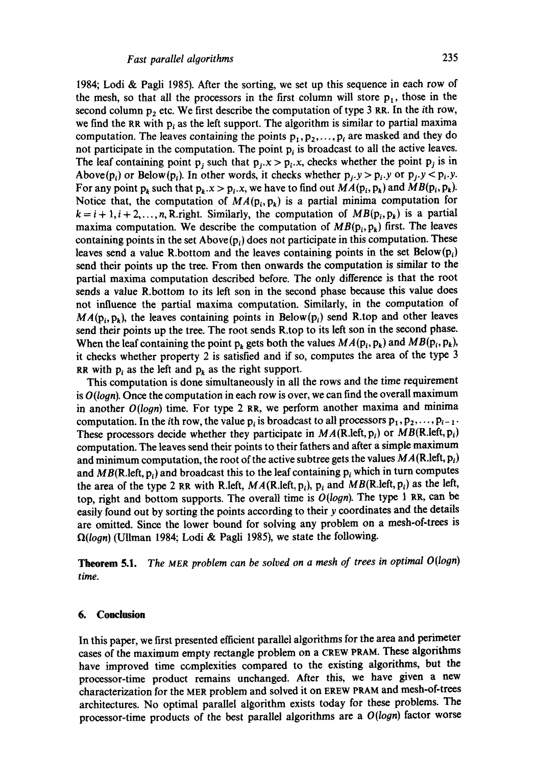1984; Lodi & Pagli 1985). After the sorting, we set up this sequence in each row of the mesh, so that all the processors in the first column will store $p_1$, those in the second column $p_2$ etc. We first describe the computation of type 3 RR. In the $i$th row, we find the RR with $p_i$ as the left support. The algorithm is similar to partial maxima computation. The leaves containing the points $p_1, p_2, \ldots, p_i$ are masked and they do not participate in the computation. The point $p_i$ is broadcast to all the active leaves. The leaf containing point $p_j$ such that $p_j.x > p_i.x$, checks whether the point $p_j$ is in Above($p_i$) or Below($p_i$). In other words, it checks whether $p_j.y > p_i.y$ or $p_j.y < p_i.y$. For any point $p_k$ such that $p_k.x > p_i.x$, we have to find out $MA(p_i, p_k)$ and $MB(p_i, p_k)$. Notice that, the computation of $MA(p_i, p_k)$ is a partial minima computation for $k = i+1, i+2, \ldots, n$, R.right. Similarly, the computation of $MB(p_i, p_k)$ is a partial maxima computation. We describe the computation of $MB(p_i, p_k)$ first. The leaves containing points in the set Above($p_i$) does not participate in this computation. These leaves send a value R.bottom and the leaves containing points in the set Below($p_i$) send their points up the tree. From then onwards the computation is similar to the partial maxima computation described before. The only difference is that the root sends a value R.bottom to its left son in the second phase because this value does not influence the partial maxima computation. Similarly, in the computation of $MA(p_i, p_k)$, the leaves containing points in Below($p_i$) send R.top and other leaves send their points up the tree. The root sends R.top to its left son in the second phase. When the leaf containing the point $p_k$ gets both the values $MA(p_i, p_k)$ and $MB(p_i, p_k)$, it checks whether property 2 is satisfied and if so, computes the area of the type 3 RR with $p_i$ as the left and $p_k$ as the right support.

This computation is done simultaneously in all the rows and the time requirement is $O(\log n)$. Once the computation in each row is over, we can find the overall maximum in another $O(\log n)$ time. For type 2 RR, we perform another maxima and minima computation. In the $i$th row, the value $p_i$ is broadcast to all processors $p_1, p_2, \ldots, p_{i-1}$. These processors decide whether they participate in $MA(\text{R.left}, p_i)$ or $MB(\text{R.left}, p_i)$ computation. The leaves send their points to their fathers and after a simple maximum and minimum computation, the root of the active subtree gets the values $MA(\text{R.left}, p_i)$ and $MB(\text{R.left}, p_i)$ and broadcast this to the leaf containing $p_i$ which in turn computes the area of the type 2 RR with R.left, $MA(\text{R.left}, p_i)$, $p_i$ and $MB(\text{R.left}, p_i)$ as the left, top, right and bottom supports. The overall time is $O(\log n)$. The type 1 RR, can be easily found out by sorting the points according to their $y$ coordinates and the details are omitted. Since the lower bound for solving any problem on a mesh-of-trees is $\Omega(\log n)$ (Ullman 1984; Lodi & Pagli 1985), we state the following.

**Theorem 5.1.** *The MER problem can be solved on a mesh of trees in optimal $O(\log n)$ time.*

## 6. Conclusion

In this paper, we first presented efficient parallel algorithms for the area and perimeter cases of the maximum empty rectangle problem on a CREW PRAM. These algorithms have improved time complexities compared to the existing algorithms, but the processor-time product remains unchanged. After this, we have given a new characterization for the MER problem and solved it on EREW PRAM and mesh-of-trees architectures. No optimal parallel algorithm exists today for these problems. The processor-time products of the best parallel algorithms are a $O(\log n)$ factor worse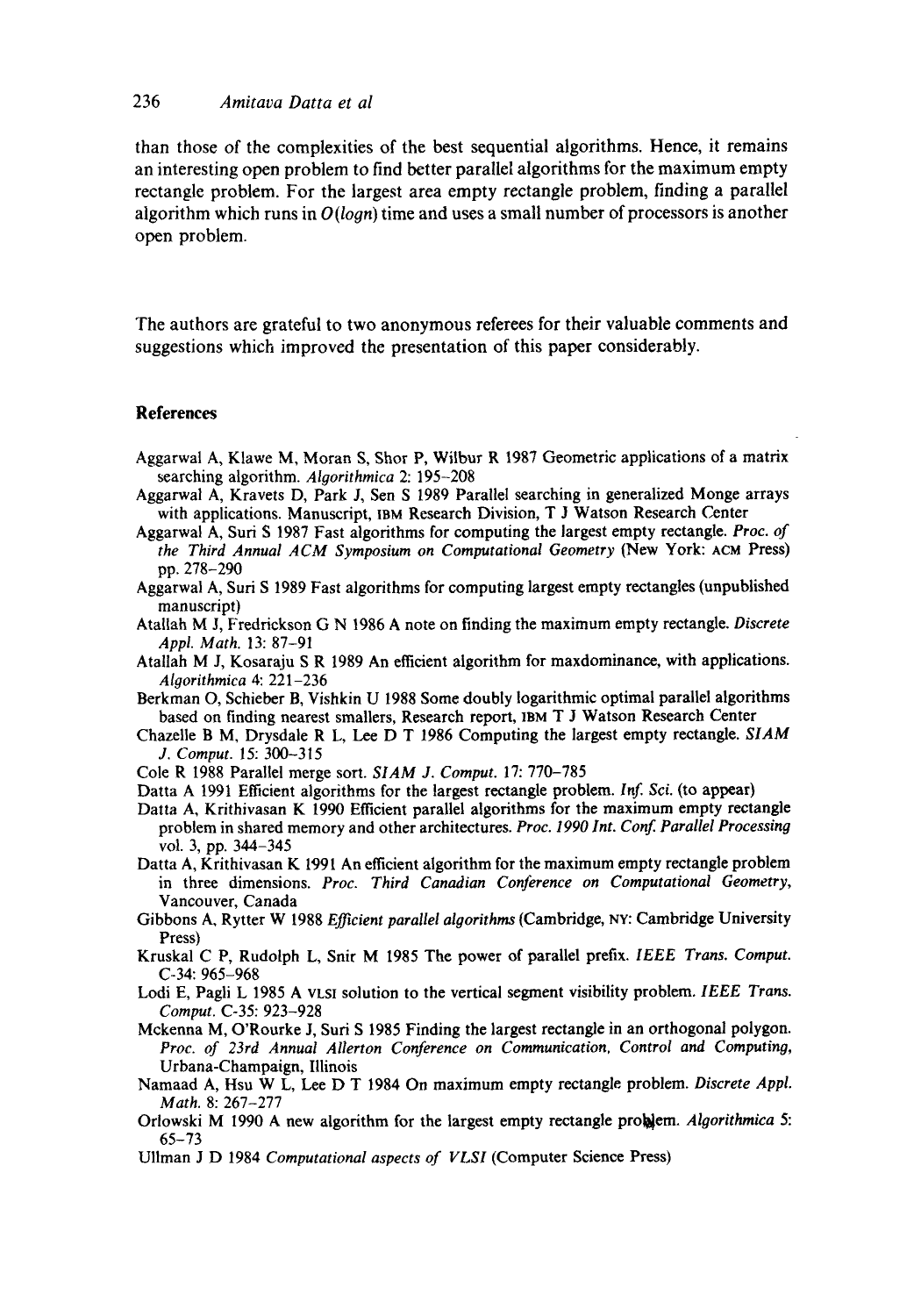than those of the complexities of the best sequential algorithms. Hence, it remains an interesting open problem to find better parallel algorithms for the maximum empty rectangle problem. For the largest area empty rectangle problem, finding a parallel algorithm which runs in $O(\log n)$ time and uses a small number of processors is another open problem.

The authors are grateful to two anonymous referees for their valuable comments and suggestions which improved the presentation of this paper considerably.

## References

Aggarwal A, Klawe M, Moran S, Shor P, Wilbur R 1987 Geometric applications of a matrix searching algorithm. *Algorithmica* 2: 195–208

Aggarwal A, Kravets D, Park J, Sen S 1989 Parallel searching in generalized Monge arrays with applications. Manuscript, IBM Research Division, T J Watson Research Center

Aggarwal A, Suri S 1987 Fast algorithms for computing the largest empty rectangle. *Proc. of the Third Annual ACM Symposium on Computational Geometry* (New York: ACM Press) pp. 278–290

Aggarwal A, Suri S 1989 Fast algorithms for computing largest empty rectangles (unpublished manuscript)

Atallah M J, Fredrickson G N 1986 A note on finding the maximum empty rectangle. *Discrete Appl. Math.* 13: 87–91

Atallah M J, Kosaraju S R 1989 An efficient algorithm for maxdominance, with applications. *Algorithmica* 4: 221–236

Berkman O, Schieber B, Vishkin U 1988 Some doubly logarithmic optimal parallel algorithms based on finding nearest smallers, Research report, IBM T J Watson Research Center

Chazelle B M, Drysdale R L, Lee D T 1986 Computing the largest empty rectangle. *SIAM J. Comput.* 15: 300–315

Cole R 1988 Parallel merge sort. *SIAM J. Comput.* 17: 770–785

Datta A 1991 Efficient algorithms for the largest rectangle problem. *Inf. Sci.* (to appear)

Datta A, Krithivasan K 1990 Efficient parallel algorithms for the maximum empty rectangle problem in shared memory and other architectures. *Proc. 1990 Int. Conf. Parallel Processing* vol. 3, pp. 344–345

Datta A, Krithivasan K 1991 An efficient algorithm for the maximum empty rectangle problem in three dimensions. *Proc. Third Canadian Conference on Computational Geometry*, Vancouver, Canada

Gibbons A, Rytter W 1988 *Efficient parallel algorithms* (Cambridge, NY: Cambridge University Press)

Kruskal C P, Rudolph L, Snir M 1985 The power of parallel prefix. *IEEE Trans. Comput.* C-34: 965–968

Lodi E, Pagli L 1985 A VLSI solution to the vertical segment visibility problem. *IEEE Trans. Comput.* C-35: 923–928

Mckenna M, O'Rourke J, Suri S 1985 Finding the largest rectangle in an orthogonal polygon. *Proc. of 23rd Annual Allerton Conference on Communication, Control and Computing*, Urbana-Champaign, Illinois

Namaad A, Hsu W L, Lee D T 1984 On maximum empty rectangle problem. *Discrete Appl. Math.* 8: 267–277

Orlowski M 1990 A new algorithm for the largest empty rectangle problem. *Algorithmica* 5: 65–73

Ullman J D 1984 *Computational aspects of VLSI* (Computer Science Press)